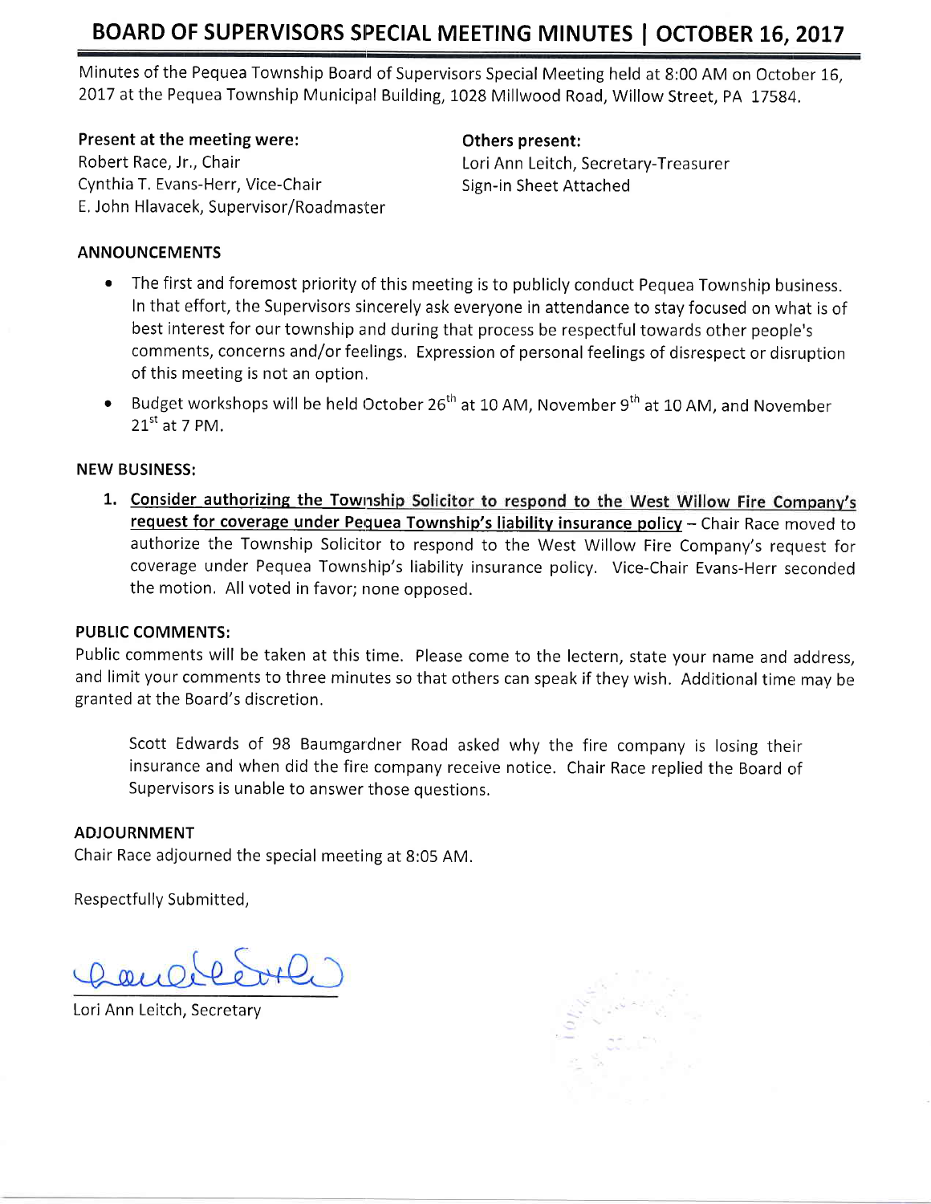# BOARD OF SUPERVISORS SPECIAL MEETING MINUTES | OCTOBER 16, 2017

Minutes of the Pequea Township Board of Supervisors Special Meeting held at 8:00 AM on October 16, 2017 at the Pequea Township Municipal Building, 1028 Millwood Road, Willow Street, PA 17584.

**Present at the meeting were:**
Robert Race, Jr., Chair
Cynthia T. Evans-Herr, Vice-Chair
E. John Hlavacek, Supervisor/Roadmaster

**Others present:**
Lori Ann Leitch, Secretary-Treasurer
Sign-in Sheet Attached

**ANNOUNCEMENTS**

- The first and foremost priority of this meeting is to publicly conduct Pequea Township business. In that effort, the Supervisors sincerely ask everyone in attendance to stay focused on what is of best interest for our township and during that process be respectful towards other people's comments, concerns and/or feelings. Expression of personal feelings of disrespect or disruption of this meeting is not an option.
- Budget workshops will be held October 26th at 10 AM, November 9th at 10 AM, and November 21st at 7 PM.

**NEW BUSINESS:**

1. **Consider authorizing the Township Solicitor to respond to the West Willow Fire Company's request for coverage under Pequea Township's liability insurance policy** – Chair Race moved to authorize the Township Solicitor to respond to the West Willow Fire Company's request for coverage under Pequea Township's liability insurance policy. Vice-Chair Evans-Herr seconded the motion. All voted in favor; none opposed.

**PUBLIC COMMENTS:**

Public comments will be taken at this time. Please come to the lectern, state your name and address, and limit your comments to three minutes so that others can speak if they wish. Additional time may be granted at the Board's discretion.

> Scott Edwards of 98 Baumgardner Road asked why the fire company is losing their insurance and when did the fire company receive notice. Chair Race replied the Board of Supervisors is unable to answer those questions.

**ADJOURNMENT**

Chair Race adjourned the special meeting at 8:05 AM.

Respectfully Submitted,

Lori Ann Leitch, Secretary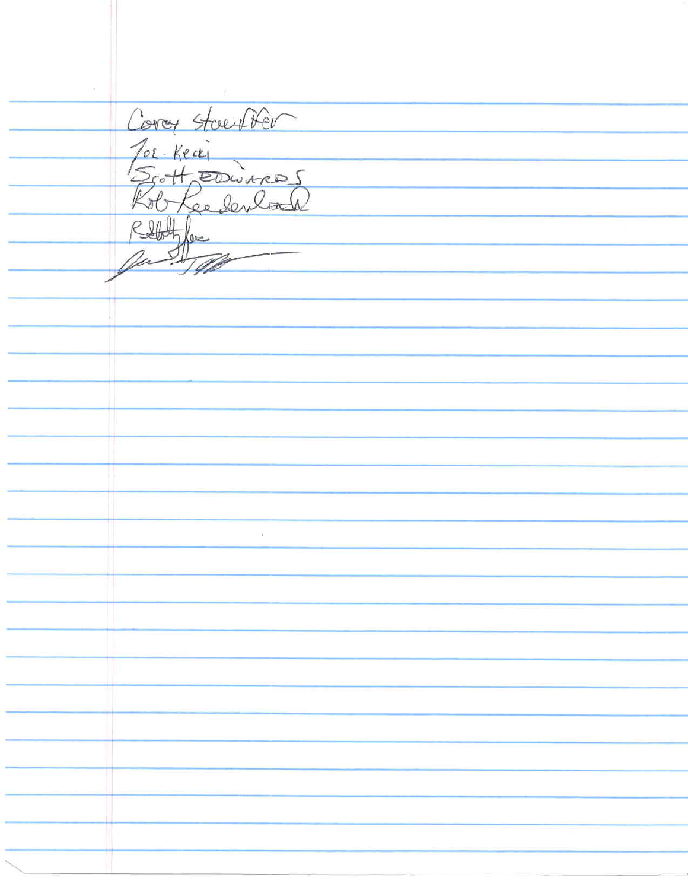Corey Stouffer

Joe Kecki

Scott EDWARDS

Rob Reedenbach